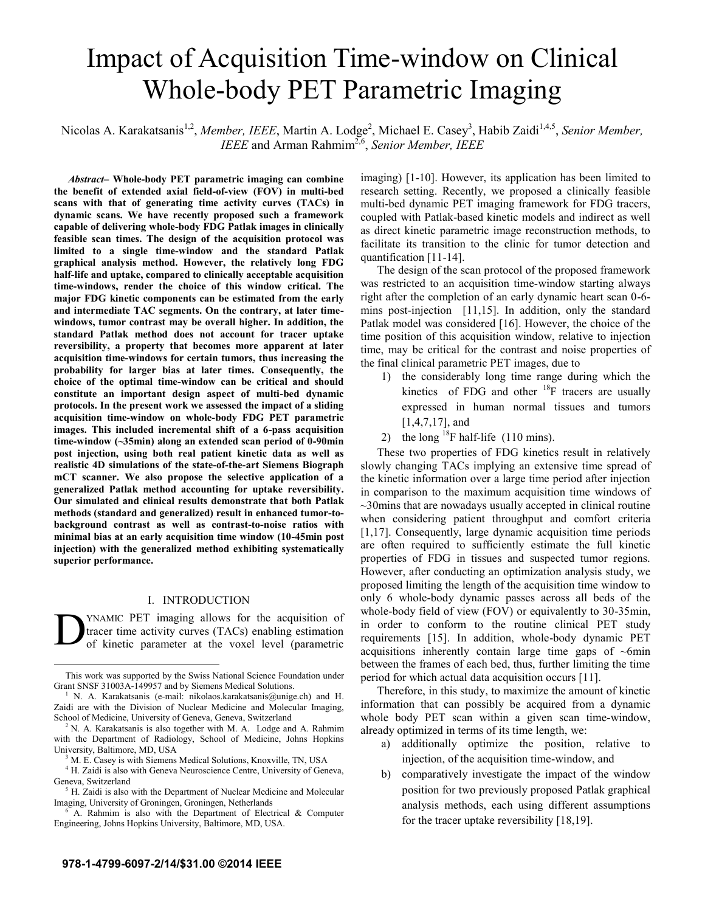# Impact of Acquisition Time-window on Clinical Whole-body PET Parametric Imaging

Nicolas A. Karakatsanis[1,2], *Member, IEEE*, Martin A. Lodge[2], Michael E. Casey[3], Habib Zaidi[1,4,5], *Senior Member, IEEE* and Arman Rahmim[2,6], *Senior Member, IEEE*

***Abstract*– Whole-body PET parametric imaging can combine the benefit of extended axial field-of-view (FOV) in multi-bed scans with that of generating time activity curves (TACs) in dynamic scans. We have recently proposed such a framework capable of delivering whole-body FDG Patlak images in clinically feasible scan times. The design of the acquisition protocol was limited to a single time-window and the standard Patlak graphical analysis method. However, the relatively long FDG half-life and uptake, compared to clinically acceptable acquisition time-windows, render the choice of this window critical. The major FDG kinetic components can be estimated from the early and intermediate TAC segments. On the contrary, at later time-windows, tumor contrast may be overall higher. In addition, the standard Patlak method does not account for tracer uptake reversibility, a property that becomes more apparent at later acquisition time-windows for certain tumors, thus increasing the probability for larger bias at later times. Consequently, the choice of the optimal time-window can be critical and should constitute an important design aspect of multi-bed dynamic protocols. In the present work we assessed the impact of a sliding acquisition time-window on whole-body FDG PET parametric images. This included incremental shift of a 6-pass acquisition time-window (~35min) along an extended scan period of 0-90min post injection, using both real patient kinetic data as well as realistic 4D simulations of the state-of-the-art Siemens Biograph mCT scanner. We also propose the selective application of a generalized Patlak method accounting for uptake reversibility. Our simulated and clinical results demonstrate that both Patlak methods (standard and generalized) result in enhanced tumor-to-background contrast as well as contrast-to-noise ratios with minimal bias at an early acquisition time window (10-45min post injection) with the generalized method exhibiting systematically superior performance.**

## I. INTRODUCTION

DYNAMIC PET imaging allows for the acquisition of tracer time activity curves (TACs) enabling estimation of kinetic parameter at the voxel level (parametric imaging) [1-10]. However, its application has been limited to research setting. Recently, we proposed a clinically feasible multi-bed dynamic PET imaging framework for FDG tracers, coupled with Patlak-based kinetic models and indirect as well as direct kinetic parametric image reconstruction methods, to facilitate its transition to the clinic for tumor detection and quantification [11-14].

The design of the scan protocol of the proposed framework was restricted to an acquisition time-window starting always right after the completion of an early dynamic heart scan 0-6-mins post-injection [11,15]. In addition, only the standard Patlak model was considered [16]. However, the choice of the time position of this acquisition window, relative to injection time, may be critical for the contrast and noise properties of the final clinical parametric PET images, due to

1) the considerably long time range during which the kinetics of FDG and other $^{18}$F tracers are usually expressed in human normal tissues and tumors [1,4,7,17], and
2) the long $^{18}$F half-life (110 mins).

These two properties of FDG kinetics result in relatively slowly changing TACs implying an extensive time spread of the kinetic information over a large time period after injection in comparison to the maximum acquisition time windows of ~30mins that are nowadays usually accepted in clinical routine when considering patient throughput and comfort criteria [1,17]. Consequently, large dynamic acquisition time periods are often required to sufficiently estimate the full kinetic properties of FDG in tissues and suspected tumor regions. However, after conducting an optimization analysis study, we proposed limiting the length of the acquisition time window to only 6 whole-body dynamic passes across all beds of the whole-body field of view (FOV) or equivalently to 30-35min, in order to conform to the routine clinical PET study requirements [15]. In addition, whole-body dynamic PET acquisitions inherently contain large time gaps of ~6min between the frames of each bed, thus, further limiting the time period for which actual data acquisition occurs [11].

Therefore, in this study, to maximize the amount of kinetic information that can possibly be acquired from a dynamic whole body PET scan within a given scan time-window, already optimized in terms of its time length, we:

a) additionally optimize the position, relative to injection, of the acquisition time-window, and
b) comparatively investigate the impact of the window position for two previously proposed Patlak graphical analysis methods, each using different assumptions for the tracer uptake reversibility [18,19].

---

This work was supported by the Swiss National Science Foundation under Grant SNSF 31003A-149957 and by Siemens Medical Solutions.

[1] N. A. Karakatsanis (e-mail: nikolaos.karakatsanis@unige.ch) and H. Zaidi are with the Division of Nuclear Medicine and Molecular Imaging, School of Medicine, University of Geneva, Geneva, Switzerland

[2] N. A. Karakatsanis is also together with M. A. Lodge and A. Rahmim with the Department of Radiology, School of Medicine, Johns Hopkins University, Baltimore, MD, USA

[3] M. E. Casey is with Siemens Medical Solutions, Knoxville, TN, USA

[4] H. Zaidi is also with Geneva Neuroscience Centre, University of Geneva, Geneva, Switzerland

[5] H. Zaidi is also with the Department of Nuclear Medicine and Molecular Imaging, University of Groningen, Groningen, Netherlands

[6] A. Rahmim is also with the Department of Electrical & Computer Engineering, Johns Hopkins University, Baltimore, MD, USA.

978-1-4799-6097-2/14/$31.00 ©2014 IEEE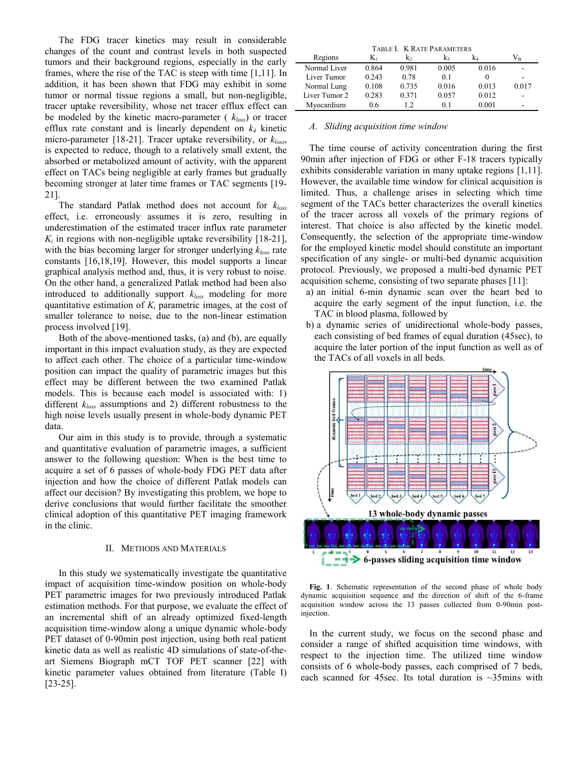The FDG tracer kinetics may result in considerable changes of the count and contrast levels in both suspected tumors and their background regions, especially in the early frames, where the rise of the TAC is steep with time [1,11]. In addition, it has been shown that FDG may exhibit in some tumor or normal tissue regions a small, but non-negligible, tracer uptake reversibility, whose net tracer efflux effect can be modeled by the kinetic macro-parameter ( $k_{loss}$) or tracer efflux rate constant and is linearly dependent on $k_4$ kinetic micro-parameter [18-21]. Tracer uptake reversibility, or $k_{loss}$, is expected to reduce, though to a relatively small extent, the absorbed or metabolized amount of activity, with the apparent effect on TACs being negligible at early frames but gradually becoming stronger at later time frames or TAC segments [19-21].

The standard Patlak method does not account for $k_{loss}$ effect, i.e. erroneously assumes it is zero, resulting in underestimation of the estimated tracer influx rate parameter $K_i$ in regions with non-negligible uptake reversibility [18-21], with the bias becoming larger for stronger underlying $k_{loss}$ rate constants [16,18,19]. However, this model supports a linear graphical analysis method and, thus, it is very robust to noise. On the other hand, a generalized Patlak method had been also introduced to additionally support $k_{loss}$ modeling for more quantitative estimation of $K_i$ parametric images, at the cost of smaller tolerance to noise, due to the non-linear estimation process involved [19].

Both of the above-mentioned tasks, (a) and (b), are equally important in this impact evaluation study, as they are expected to affect each other. The choice of a particular time-window position can impact the quality of parametric images but this effect may be different between the two examined Patlak models. This is because each model is associated with: 1) different $k_{loss}$ assumptions and 2) different robustness to the high noise levels usually present in whole-body dynamic PET data.

Our aim in this study is to provide, through a systematic and quantitative evaluation of parametric images, a sufficient answer to the following question: When is the best time to acquire a set of 6 passes of whole-body FDG PET data after injection and how the choice of different Patlak models can affect our decision? By investigating this problem, we hope to derive conclusions that would further facilitate the smoother clinical adoption of this quantitative PET imaging framework in the clinic.

## II. Methods and Materials

In this study we systematically investigate the quantitative impact of acquisition time-window position on whole-body PET parametric images for two previously introduced Patlak estimation methods. For that purpose, we evaluate the effect of an incremental shift of an already optimized fixed-length acquisition time-window along a unique dynamic whole-body PET dataset of 0-90min post injection, using both real patient kinetic data as well as realistic 4D simulations of state-of-the-art Siemens Biograph mCT TOF PET scanner [22] with kinetic parameter values obtained from literature (Table I) [23-25].

TABLE I. K Rate Parameters

| Regions | $K_1$ | $k_2$ | $k_3$ | $k_4$ | $V_B$ |
|---|---|---|---|---|---|
| Normal Liver | 0.864 | 0.981 | 0.005 | 0.016 | - |
| Liver Tumor | 0.243 | 0.78 | 0.1 | 0 | - |
| Normal Lung | 0.108 | 0.735 | 0.016 | 0.013 | 0.017 |
| Liver Tumor 2 | 0.283 | 0.371 | 0.057 | 0.012 | - |
| Myocardium | 0.6 | 1.2 | 0.1 | 0.001 | - |

### A. Sliding acquisition time window

The time course of activity concentration during the first 90min after injection of FDG or other F-18 tracers typically exhibits considerable variation in many uptake regions [1,11]. However, the available time window for clinical acquisition is limited. Thus, a challenge arises in selecting which time segment of the TACs better characterizes the overall kinetics of the tracer across all voxels of the primary regions of interest. That choice is also affected by the kinetic model. Consequently, the selection of the appropriate time-window for the employed kinetic model should constitute an important specification of any single- or multi-bed dynamic acquisition protocol. Previously, we proposed a multi-bed dynamic PET acquisition scheme, consisting of two separate phases [11]:

a) an initial 6-min dynamic scan over the heart bed to acquire the early segment of the input function, i.e. the TAC in blood plasma, followed by
b) a dynamic series of unidirectional whole-body passes, each consisting of bed frames of equal duration (45sec), to acquire the later portion of the input function as well as of the TACs of all voxels in all beds.

**Fig. 1**. Schematic representation of the second phase of whole body dynamic acquisition sequence and the direction of shift of the 6-frame acquisition window across the 13 passes collected from 0-90min post-injection.

In the current study, we focus on the second phase and consider a range of shifted acquisition time windows, with respect to the injection time. The utilized time window consists of 6 whole-body passes, each comprised of 7 beds, each scanned for 45sec. Its total duration is ~35mins with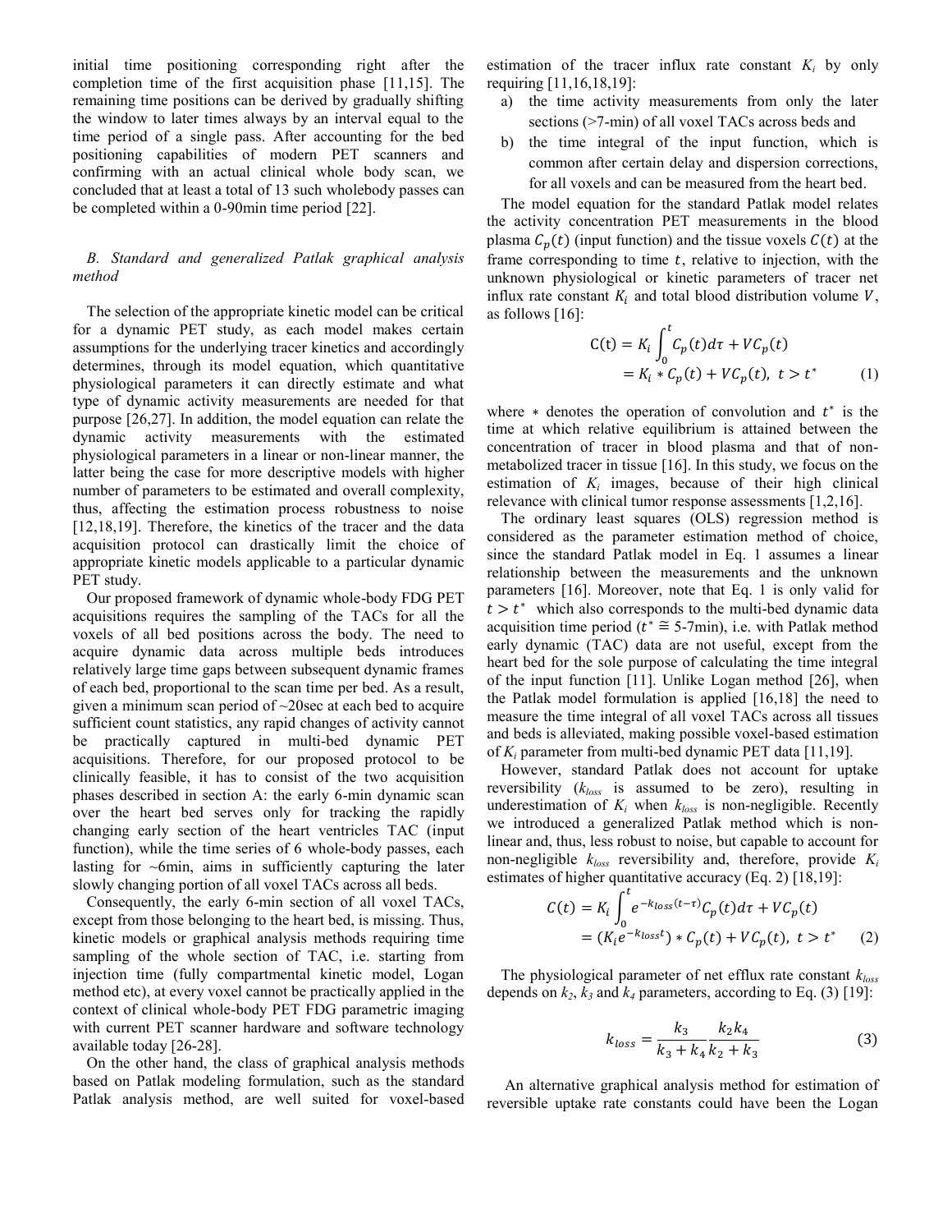initial time positioning corresponding right after the completion time of the first acquisition phase [11,15]. The remaining time positions can be derived by gradually shifting the window to later times always by an interval equal to the time period of a single pass. After accounting for the bed positioning capabilities of modern PET scanners and confirming with an actual clinical whole body scan, we concluded that at least a total of 13 such wholebody passes can be completed within a 0-90min time period [22].

### *B. Standard and generalized Patlak graphical analysis method*

The selection of the appropriate kinetic model can be critical for a dynamic PET study, as each model makes certain assumptions for the underlying tracer kinetics and accordingly determines, through its model equation, which quantitative physiological parameters it can directly estimate and what type of dynamic activity measurements are needed for that purpose [26,27]. In addition, the model equation can relate the dynamic activity measurements with the estimated physiological parameters in a linear or non-linear manner, the latter being the case for more descriptive models with higher number of parameters to be estimated and overall complexity, thus, affecting the estimation process robustness to noise [12,18,19]. Therefore, the kinetics of the tracer and the data acquisition protocol can drastically limit the choice of appropriate kinetic models applicable to a particular dynamic PET study.

Our proposed framework of dynamic whole-body FDG PET acquisitions requires the sampling of the TACs for all the voxels of all bed positions across the body. The need to acquire dynamic data across multiple beds introduces relatively large time gaps between subsequent dynamic frames of each bed, proportional to the scan time per bed. As a result, given a minimum scan period of ~20sec at each bed to acquire sufficient count statistics, any rapid changes of activity cannot be practically captured in multi-bed dynamic PET acquisitions. Therefore, for our proposed protocol to be clinically feasible, it has to consist of the two acquisition phases described in section A: the early 6-min dynamic scan over the heart bed serves only for tracking the rapidly changing early section of the heart ventricles TAC (input function), while the time series of 6 whole-body passes, each lasting for ~6min, aims in sufficiently capturing the later slowly changing portion of all voxel TACs across all beds.

Consequently, the early 6-min section of all voxel TACs, except from those belonging to the heart bed, is missing. Thus, kinetic models or graphical analysis methods requiring time sampling of the whole section of TAC, i.e. starting from injection time (fully compartmental kinetic model, Logan method etc), at every voxel cannot be practically applied in the context of clinical whole-body PET FDG parametric imaging with current PET scanner hardware and software technology available today [26-28].

On the other hand, the class of graphical analysis methods based on Patlak modeling formulation, such as the standard Patlak analysis method, are well suited for voxel-based estimation of the tracer influx rate constant $K_i$ by only requiring [11,16,18,19]:

a) the time activity measurements from only the later sections (>7-min) of all voxel TACs across beds and
b) the time integral of the input function, which is common after certain delay and dispersion corrections, for all voxels and can be measured from the heart bed.

The model equation for the standard Patlak model relates the activity concentration PET measurements in the blood plasma $C_p(t)$ (input function) and the tissue voxels $C(t)$ at the frame corresponding to time $t$, relative to injection, with the unknown physiological or kinetic parameters of tracer net influx rate constant $K_i$ and total blood distribution volume $V$, as follows [16]:

$$
\begin{aligned}
\mathrm{C(t)} &= K_i \int_0^t C_p(t) d\tau + V C_p(t) \\
&= K_i * C_p(t) + V C_p(t),\ t > t^* \qquad (1)
\end{aligned}
$$

where $*$ denotes the operation of convolution and $t^*$ is the time at which relative equilibrium is attained between the concentration of tracer in blood plasma and that of non-metabolized tracer in tissue [16]. In this study, we focus on the estimation of $K_i$ images, because of their high clinical relevance with clinical tumor response assessments [1,2,16].

The ordinary least squares (OLS) regression method is considered as the parameter estimation method of choice, since the standard Patlak model in Eq. 1 assumes a linear relationship between the measurements and the unknown parameters [16]. Moreover, note that Eq. 1 is only valid for $t > t^*$ which also corresponds to the multi-bed dynamic data acquisition time period ($t^* \cong$ 5-7min), i.e. with Patlak method early dynamic (TAC) data are not useful, except from the heart bed for the sole purpose of calculating the time integral of the input function [11]. Unlike Logan method [26], when the Patlak model formulation is applied [16,18] the need to measure the time integral of all voxel TACs across all tissues and beds is alleviated, making possible voxel-based estimation of $K_i$ parameter from multi-bed dynamic PET data [11,19].

However, standard Patlak does not account for uptake reversibility ($k_{loss}$ is assumed to be zero), resulting in underestimation of $K_i$ when $k_{loss}$ is non-negligible. Recently we introduced a generalized Patlak method which is non-linear and, thus, less robust to noise, but capable to account for non-negligible $k_{loss}$ reversibility and, therefore, provide $K_i$ estimates of higher quantitative accuracy (Eq. 2) [18,19]:

$$
\begin{aligned}
C(t) &= K_i \int_0^t e^{-k_{loss}(t-\tau)} C_p(t) d\tau + V C_p(t) \\
&= (K_i e^{-k_{loss}t}) * C_p(t) + V C_p(t),\ t > t^* \qquad (2)
\end{aligned}
$$

The physiological parameter of net efflux rate constant $k_{loss}$ depends on $k_2$, $k_3$ and $k_4$ parameters, according to Eq. (3) [19]:

$$
k_{loss} = \frac{k_3}{k_3 + k_4} \frac{k_2 k_4}{k_2 + k_3} \qquad (3)
$$

An alternative graphical analysis method for estimation of reversible uptake rate constants could have been the Logan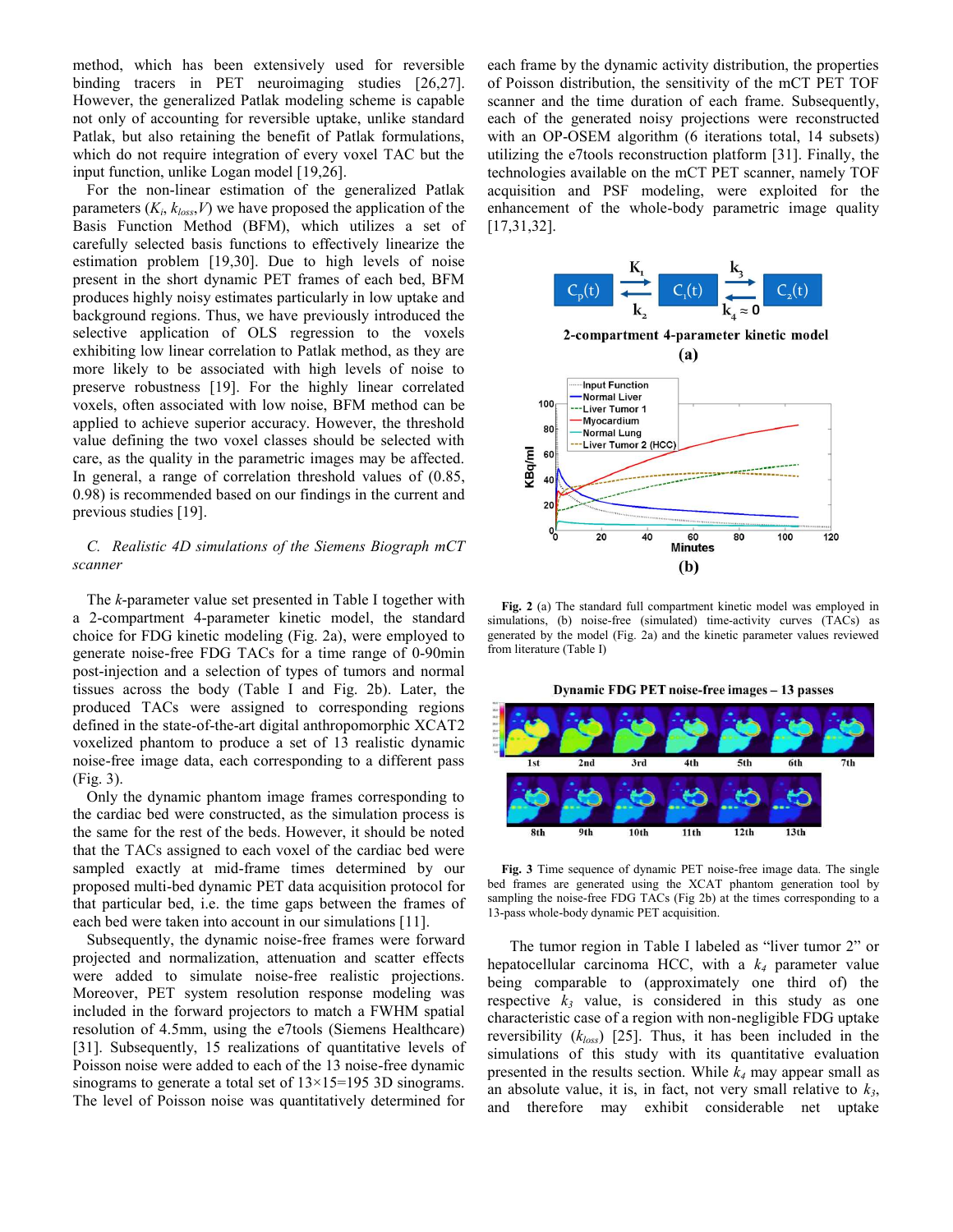method, which has been extensively used for reversible binding tracers in PET neuroimaging studies [26,27]. However, the generalized Patlak modeling scheme is capable not only of accounting for reversible uptake, unlike standard Patlak, but also retaining the benefit of Patlak formulations, which do not require integration of every voxel TAC but the input function, unlike Logan model [19,26].

For the non-linear estimation of the generalized Patlak parameters ($K_i$, $k_{loss}$, $V$) we have proposed the application of the Basis Function Method (BFM), which utilizes a set of carefully selected basis functions to effectively linearize the estimation problem [19,30]. Due to high levels of noise present in the short dynamic PET frames of each bed, BFM produces highly noisy estimates particularly in low uptake and background regions. Thus, we have previously introduced the selective application of OLS regression to the voxels exhibiting low linear correlation to Patlak method, as they are more likely to be associated with high levels of noise to preserve robustness [19]. For the highly linear correlated voxels, often associated with low noise, BFM method can be applied to achieve superior accuracy. However, the threshold value defining the two voxel classes should be selected with care, as the quality in the parametric images may be affected. In general, a range of correlation threshold values of (0.85, 0.98) is recommended based on our findings in the current and previous studies [19].

### C. Realistic 4D simulations of the Siemens Biograph mCT scanner

The *k*-parameter value set presented in Table I together with a 2-compartment 4-parameter kinetic model, the standard choice for FDG kinetic modeling (Fig. 2a), were employed to generate noise-free FDG TACs for a time range of 0-90min post-injection and a selection of types of tumors and normal tissues across the body (Table I and Fig. 2b). Later, the produced TACs were assigned to corresponding regions defined in the state-of-the-art digital anthropomorphic XCAT2 voxelized phantom to produce a set of 13 realistic dynamic noise-free image data, each corresponding to a different pass (Fig. 3).

Only the dynamic phantom image frames corresponding to the cardiac bed were constructed, as the simulation process is the same for the rest of the beds. However, it should be noted that the TACs assigned to each voxel of the cardiac bed were sampled exactly at mid-frame times determined by our proposed multi-bed dynamic PET data acquisition protocol for that particular bed, i.e. the time gaps between the frames of each bed were taken into account in our simulations [11].

Subsequently, the dynamic noise-free frames were forward projected and normalization, attenuation and scatter effects were added to simulate noise-free realistic projections. Moreover, PET system resolution response modeling was included in the forward projectors to match a FWHM spatial resolution of 4.5mm, using the e7tools (Siemens Healthcare) [31]. Subsequently, 15 realizations of quantitative levels of Poisson noise were added to each of the 13 noise-free dynamic sinograms to generate a total set of 13×15=195 3D sinograms. The level of Poisson noise was quantitatively determined for each frame by the dynamic activity distribution, the properties of Poisson distribution, the sensitivity of the mCT PET TOF scanner and the time duration of each frame. Subsequently, each of the generated noisy projections were reconstructed with an OP-OSEM algorithm (6 iterations total, 14 subsets) utilizing the e7tools reconstruction platform [31]. Finally, the technologies available on the mCT PET scanner, namely TOF acquisition and PSF modeling, were exploited for the enhancement of the whole-body parametric image quality [17,31,32].

**Fig. 2** (a) The standard full compartment kinetic model was employed in simulations, (b) noise-free (simulated) time-activity curves (TACs) as generated by the model (Fig. 2a) and the kinetic parameter values reviewed from literature (Table I)

**Fig. 3** Time sequence of dynamic PET noise-free image data. The single bed frames are generated using the XCAT phantom generation tool by sampling the noise-free FDG TACs (Fig 2b) at the times corresponding to a 13-pass whole-body dynamic PET acquisition.

The tumor region in Table I labeled as "liver tumor 2" or hepatocellular carcinoma HCC, with a $k_4$ parameter value being comparable to (approximately one third of) the respective $k_3$ value, is considered in this study as one characteristic case of a region with non-negligible FDG uptake reversibility ($k_{loss}$) [25]. Thus, it has been included in the simulations of this study with its quantitative evaluation presented in the results section. While $k_4$ may appear small as an absolute value, it is, in fact, not very small relative to $k_3$, and therefore may exhibit considerable net uptake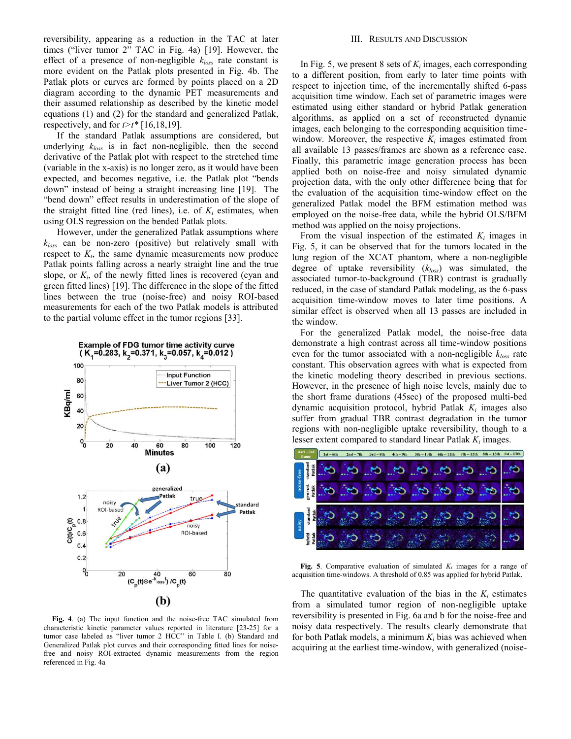reversibility, appearing as a reduction in the TAC at later times ("liver tumor 2" TAC in Fig. 4a) [19]. However, the effect of a presence of non-negligible $k_{loss}$ rate constant is more evident on the Patlak plots presented in Fig. 4b. The Patlak plots or curves are formed by points placed on a 2D diagram according to the dynamic PET measurements and their assumed relationship as described by the kinetic model equations (1) and (2) for the standard and generalized Patlak, respectively, and for $t > t^*$ [16,18,19].

If the standard Patlak assumptions are considered, but underlying $k_{loss}$ is in fact non-negligible, then the second derivative of the Patlak plot with respect to the stretched time (variable in the x-axis) is no longer zero, as it would have been expected, and becomes negative, i.e. the Patlak plot "bends down" instead of being a straight increasing line [19]. The "bend down" effect results in underestimation of the slope of the straight fitted line (red lines), i.e. of $K_i$ estimates, when using OLS regression on the bended Patlak plots.

However, under the generalized Patlak assumptions where $k_{loss}$ can be non-zero (positive) but relatively small with respect to $K_i$, the same dynamic measurements now produce Patlak points falling across a nearly straight line and the true slope, or $K_i$, of the newly fitted lines is recovered (cyan and green fitted lines) [19]. The difference in the slope of the fitted lines between the true (noise-free) and noisy ROI-based measurements for each of the two Patlak models is attributed to the partial volume effect in the tumor regions [33].

**Fig. 4**. (a) The input function and the noise-free TAC simulated from characteristic kinetic parameter values reported in literature [23-25] for a tumor case labeled as "liver tumor 2 HCC" in Table I. (b) Standard and Generalized Patlak plot curves and their corresponding fitted lines for noise-free and noisy ROI-extracted dynamic measurements from the region referenced in Fig. 4a

## III. Results and Discussion

In Fig. 5, we present 8 sets of $K_i$ images, each corresponding to a different position, from early to later time points with respect to injection time, of the incrementally shifted 6-pass acquisition time window. Each set of parametric images were estimated using either standard or hybrid Patlak generation algorithms, as applied on a set of reconstructed dynamic images, each belonging to the corresponding acquisition time-window. Moreover, the respective $K_i$ images estimated from all available 13 passes/frames are shown as a reference case. Finally, this parametric image generation process has been applied both on noise-free and noisy simulated dynamic projection data, with the only other difference being that for the evaluation of the acquisition time-window effect on the generalized Patlak model the BFM estimation method was employed on the noise-free data, while the hybrid OLS/BFM method was applied on the noisy projections.

From the visual inspection of the estimated $K_i$ images in Fig. 5, it can be observed that for the tumors located in the lung region of the XCAT phantom, where a non-negligible degree of uptake reversibility ($k_{loss}$) was simulated, the associated tumor-to-background (TBR) contrast is gradually reduced, in the case of standard Patlak modeling, as the 6-pass acquisition time-window moves to later time positions. A similar effect is observed when all 13 passes are included in the window.

For the generalized Patlak model, the noise-free data demonstrate a high contrast across all time-window positions even for the tumor associated with a non-negligible $k_{loss}$ rate constant. This observation agrees with what is expected from the kinetic modeling theory described in previous sections. However, in the presence of high noise levels, mainly due to the short frame durations (45sec) of the proposed multi-bed dynamic acquisition protocol, hybrid Patlak $K_i$ images also suffer from gradual TBR contrast degradation in the tumor regions with non-negligible uptake reversibility, though to a lesser extent compared to standard linear Patlak $K_i$ images.

**Fig. 5**. Comparative evaluation of simulated $K_i$ images for a range of acquisition time-windows. A threshold of 0.85 was applied for hybrid Patlak.

The quantitative evaluation of the bias in the $K_i$ estimates from a simulated tumor region of non-negligible uptake reversibility is presented in Fig. 6a and b for the noise-free and noisy data respectively. The results clearly demonstrate that for both Patlak models, a minimum $K_i$ bias was achieved when acquiring at the earliest time-window, with generalized (noise-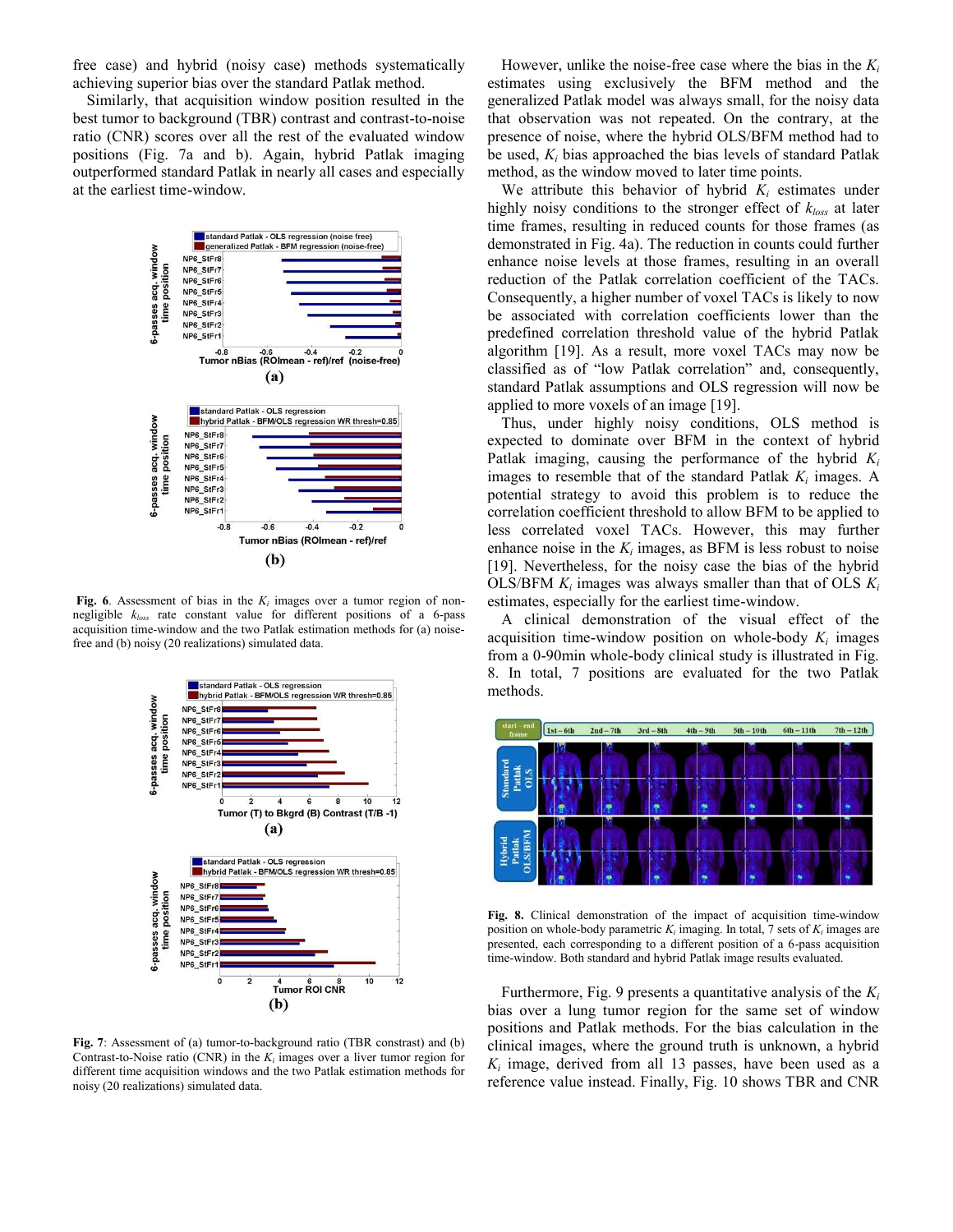free case) and hybrid (noisy case) methods systematically achieving superior bias over the standard Patlak method.

Similarly, that acquisition window position resulted in the best tumor to background (TBR) contrast and contrast-to-noise ratio (CNR) scores over all the rest of the evaluated window positions (Fig. 7a and b). Again, hybrid Patlak imaging outperformed standard Patlak in nearly all cases and especially at the earliest time-window.

**Fig. 6**. Assessment of bias in the $K_i$ images over a tumor region of non-negligible $k_{loss}$ rate constant value for different positions of a 6-pass acquisition time-window and the two Patlak estimation methods for (a) noise-free and (b) noisy (20 realizations) simulated data.

**Fig. 7**: Assessment of (a) tumor-to-background ratio (TBR constrast) and (b) Contrast-to-Noise ratio (CNR) in the $K_i$ images over a liver tumor region for different time acquisition windows and the two Patlak estimation methods for noisy (20 realizations) simulated data.

However, unlike the noise-free case where the bias in the $K_i$ estimates using exclusively the BFM method and the generalized Patlak model was always small, for the noisy data that observation was not repeated. On the contrary, at the presence of noise, where the hybrid OLS/BFM method had to be used, $K_i$ bias approached the bias levels of standard Patlak method, as the window moved to later time points.

We attribute this behavior of hybrid $K_i$ estimates under highly noisy conditions to the stronger effect of $k_{loss}$ at later time frames, resulting in reduced counts for those frames (as demonstrated in Fig. 4a). The reduction in counts could further enhance noise levels at those frames, resulting in an overall reduction of the Patlak correlation coefficient of the TACs. Consequently, a higher number of voxel TACs is likely to now be associated with correlation coefficients lower than the predefined correlation threshold value of the hybrid Patlak algorithm [19]. As a result, more voxel TACs may now be classified as of "low Patlak correlation" and, consequently, standard Patlak assumptions and OLS regression will now be applied to more voxels of an image [19].

Thus, under highly noisy conditions, OLS method is expected to dominate over BFM in the context of hybrid Patlak imaging, causing the performance of the hybrid $K_i$ images to resemble that of the standard Patlak $K_i$ images. A potential strategy to avoid this problem is to reduce the correlation coefficient threshold to allow BFM to be applied to less correlated voxel TACs. However, this may further enhance noise in the $K_i$ images, as BFM is less robust to noise [19]. Nevertheless, for the noisy case the bias of the hybrid OLS/BFM $K_i$ images was always smaller than that of OLS $K_i$ estimates, especially for the earliest time-window.

A clinical demonstration of the visual effect of the acquisition time-window position on whole-body $K_i$ images from a 0-90min whole-body clinical study is illustrated in Fig. 8. In total, 7 positions are evaluated for the two Patlak methods.

**Fig. 8.** Clinical demonstration of the impact of acquisition time-window position on whole-body parametric $K_i$ imaging. In total, 7 sets of $K_i$ images are presented, each corresponding to a different position of a 6-pass acquisition time-window. Both standard and hybrid Patlak image results evaluated.

Furthermore, Fig. 9 presents a quantitative analysis of the $K_i$ bias over a lung tumor region for the same set of window positions and Patlak methods. For the bias calculation in the clinical images, where the ground truth is unknown, a hybrid $K_i$ image, derived from all 13 passes, have been used as a reference value instead. Finally, Fig. 10 shows TBR and CNR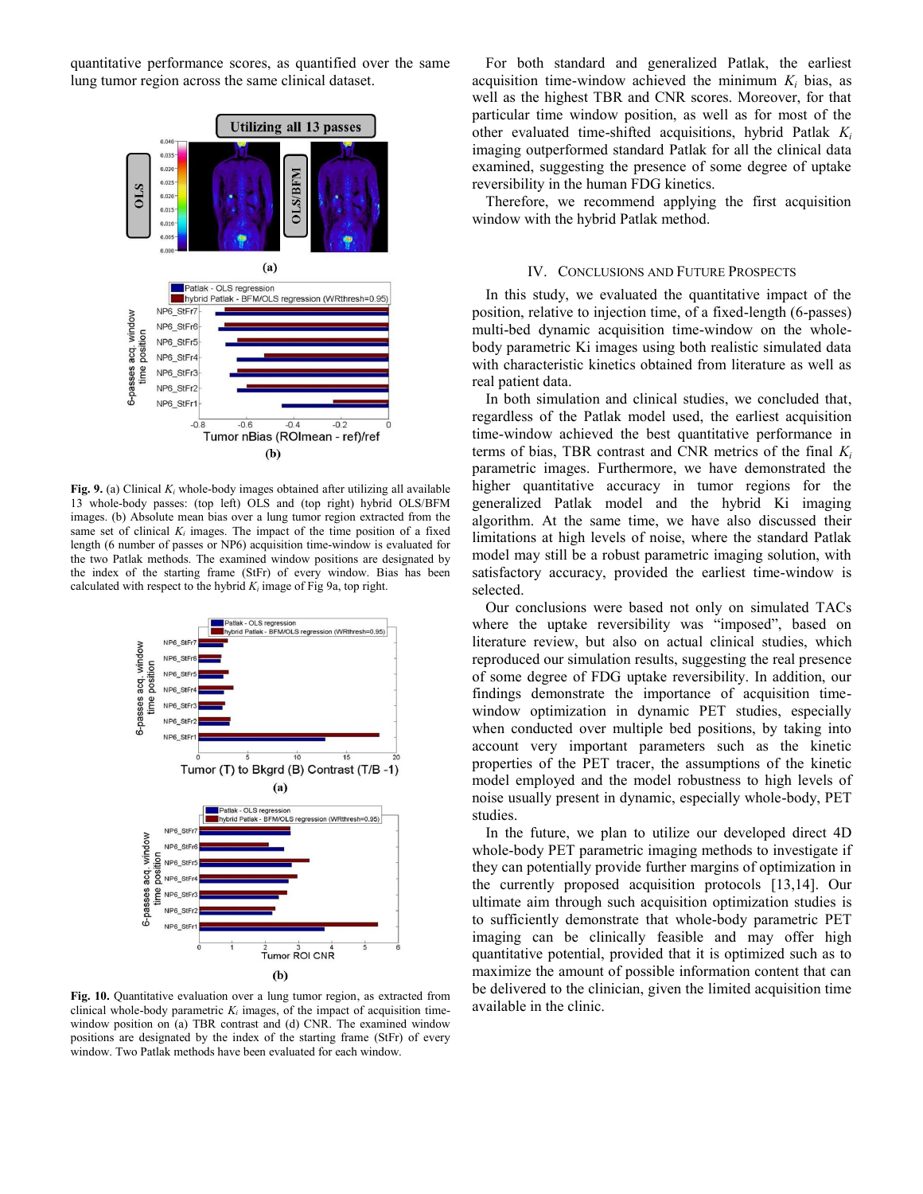quantitative performance scores, as quantified over the same lung tumor region across the same clinical dataset.

**Fig. 9.** (a) Clinical $K_i$ whole-body images obtained after utilizing all available 13 whole-body passes: (top left) OLS and (top right) hybrid OLS/BFM images. (b) Absolute mean bias over a lung tumor region extracted from the same set of clinical $K_i$ images. The impact of the time position of a fixed length (6 number of passes or NP6) acquisition time-window is evaluated for the two Patlak methods. The examined window positions are designated by the index of the starting frame (StFr) of every window. Bias has been calculated with respect to the hybrid $K_i$ image of Fig 9a, top right.

**Fig. 10.** Quantitative evaluation over a lung tumor region, as extracted from clinical whole-body parametric $K_i$ images, of the impact of acquisition time-window position on (a) TBR contrast and (d) CNR. The examined window positions are designated by the index of the starting frame (StFr) of every window. Two Patlak methods have been evaluated for each window.

For both standard and generalized Patlak, the earliest acquisition time-window achieved the minimum $K_i$ bias, as well as the highest TBR and CNR scores. Moreover, for that particular time window position, as well as for most of the other evaluated time-shifted acquisitions, hybrid Patlak $K_i$ imaging outperformed standard Patlak for all the clinical data examined, suggesting the presence of some degree of uptake reversibility in the human FDG kinetics.

Therefore, we recommend applying the first acquisition window with the hybrid Patlak method.

## IV. Conclusions and Future Prospects

In this study, we evaluated the quantitative impact of the position, relative to injection time, of a fixed-length (6-passes) multi-bed dynamic acquisition time-window on the whole-body parametric Ki images using both realistic simulated data with characteristic kinetics obtained from literature as well as real patient data.

In both simulation and clinical studies, we concluded that, regardless of the Patlak model used, the earliest acquisition time-window achieved the best quantitative performance in terms of bias, TBR contrast and CNR metrics of the final $K_i$ parametric images. Furthermore, we have demonstrated the higher quantitative accuracy in tumor regions for the generalized Patlak model and the hybrid Ki imaging algorithm. At the same time, we have also discussed their limitations at high levels of noise, where the standard Patlak model may still be a robust parametric imaging solution, with satisfactory accuracy, provided the earliest time-window is selected.

Our conclusions were based not only on simulated TACs where the uptake reversibility was "imposed", based on literature review, but also on actual clinical studies, which reproduced our simulation results, suggesting the real presence of some degree of FDG uptake reversibility. In addition, our findings demonstrate the importance of acquisition time-window optimization in dynamic PET studies, especially when conducted over multiple bed positions, by taking into account very important parameters such as the kinetic properties of the PET tracer, the assumptions of the kinetic model employed and the model robustness to high levels of noise usually present in dynamic, especially whole-body, PET studies.

In the future, we plan to utilize our developed direct 4D whole-body PET parametric imaging methods to investigate if they can potentially provide further margins of optimization in the currently proposed acquisition protocols [13,14]. Our ultimate aim through such acquisition optimization studies is to sufficiently demonstrate that whole-body parametric PET imaging can be clinically feasible and may offer high quantitative potential, provided that it is optimized such as to maximize the amount of possible information content that can be delivered to the clinician, given the limited acquisition time available in the clinic.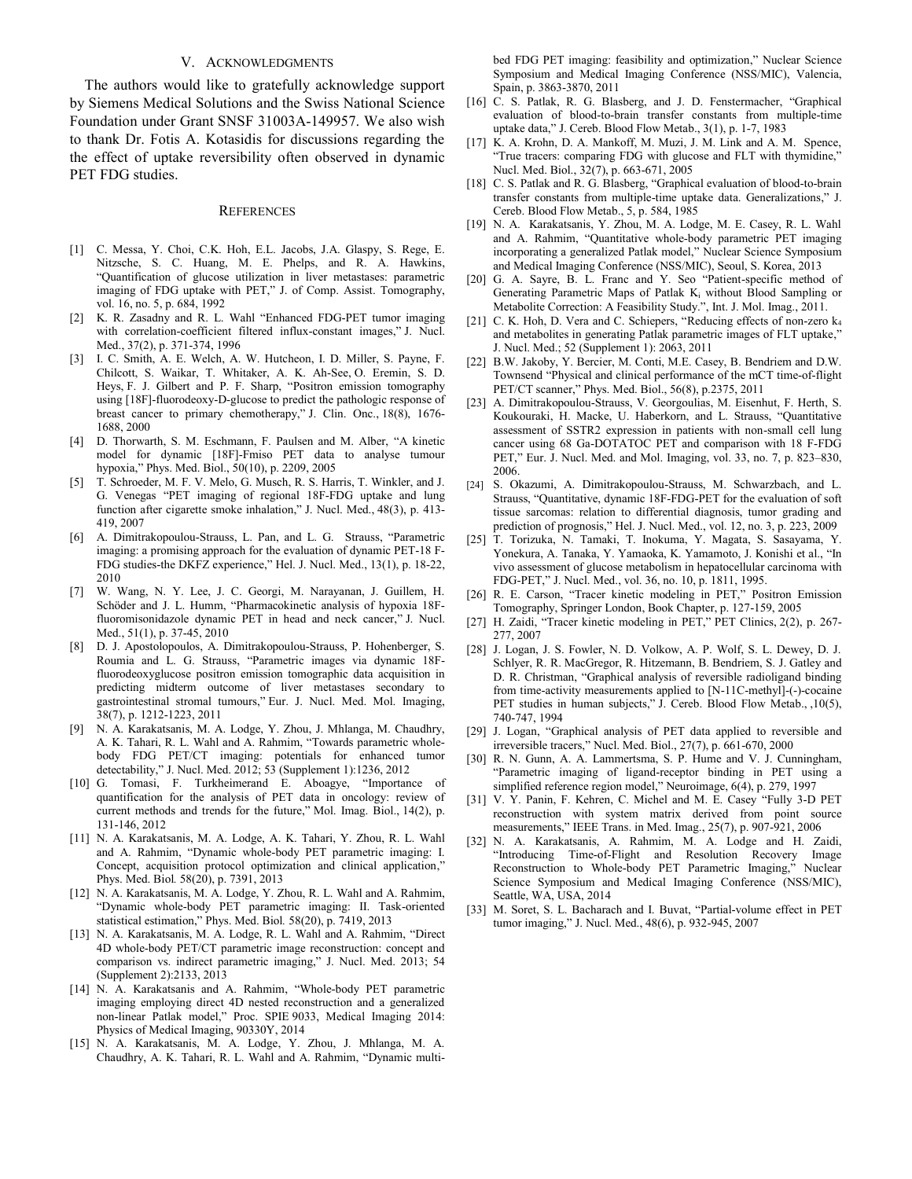## V. Acknowledgments

The authors would like to gratefully acknowledge support by Siemens Medical Solutions and the Swiss National Science Foundation under Grant SNSF 31003A-149957. We also wish to thank Dr. Fotis A. Kotasidis for discussions regarding the the effect of uptake reversibility often observed in dynamic PET FDG studies.

## References

[1] C. Messa, Y. Choi, C.K. Hoh, E.L. Jacobs, J.A. Glaspy, S. Rege, E. Nitzsche, S. C. Huang, M. E. Phelps, and R. A. Hawkins, "Quantification of glucose utilization in liver metastases: parametric imaging of FDG uptake with PET," J. of Comp. Assist. Tomography, vol. 16, no. 5, p. 684, 1992

[2] K. R. Zasadny and R. L. Wahl "Enhanced FDG-PET tumor imaging with correlation-coefficient filtered influx-constant images," J. Nucl. Med., 37(2), p. 371-374, 1996

[3] I. C. Smith, A. E. Welch, A. W. Hutcheon, I. D. Miller, S. Payne, F. Chilcott, S. Waikar, T. Whitaker, A. K. Ah-See, O. Eremin, S. D. Heys, F. J. Gilbert and P. F. Sharp, "Positron emission tomography using [18F]-fluorodeoxy-D-glucose to predict the pathologic response of breast cancer to primary chemotherapy," J. Clin. Onc., 18(8), 1676-1688, 2000

[4] D. Thorwarth, S. M. Eschmann, F. Paulsen and M. Alber, "A kinetic model for dynamic [18F]-Fmiso PET data to analyse tumour hypoxia," Phys. Med. Biol., 50(10), p. 2209, 2005

[5] T. Schroeder, M. F. V. Melo, G. Musch, R. S. Harris, T. Winkler, and J. G. Venegas "PET imaging of regional 18F-FDG uptake and lung function after cigarette smoke inhalation," J. Nucl. Med., 48(3), p. 413-419, 2007

[6] A. Dimitrakopoulou-Strauss, L. Pan, and L. G. Strauss, "Parametric imaging: a promising approach for the evaluation of dynamic PET-18 F-FDG studies-the DKFZ experience," Hel. J. Nucl. Med., 13(1), p. 18-22, 2010

[7] W. Wang, N. Y. Lee, J. C. Georgi, M. Narayanan, J. Guillem, H. Schöder and J. L. Humm, "Pharmacokinetic analysis of hypoxia 18F-fluoromisonidazole dynamic PET in head and neck cancer," J. Nucl. Med., 51(1), p. 37-45, 2010

[8] D. J. Apostolopoulos, A. Dimitrakopoulou-Strauss, P. Hohenberger, S. Roumia and L. G. Strauss, "Parametric images via dynamic 18F-fluorodeoxyglucose positron emission tomographic data acquisition in predicting midterm outcome of liver metastases secondary to gastrointestinal stromal tumours," Eur. J. Nucl. Med. Mol. Imaging, 38(7), p. 1212-1223, 2011

[9] N. A. Karakatsanis, M. A. Lodge, Y. Zhou, J. Mhlanga, M. Chaudhry, A. K. Tahari, R. L. Wahl and A. Rahmim, "Towards parametric whole-body FDG PET/CT imaging: potentials for enhanced tumor detectability," J. Nucl. Med. 2012; 53 (Supplement 1):1236, 2012

[10] G. Tomasi, F. Turkheimerand E. Aboagye, "Importance of quantification for the analysis of PET data in oncology: review of current methods and trends for the future," Mol. Imag. Biol., 14(2), p. 131-146, 2012

[11] N. A. Karakatsanis, M. A. Lodge, A. K. Tahari, Y. Zhou, R. L. Wahl and A. Rahmim, "Dynamic whole-body PET parametric imaging: I. Concept, acquisition protocol optimization and clinical application," Phys. Med. Biol. 58(20), p. 7391, 2013

[12] N. A. Karakatsanis, M. A. Lodge, Y. Zhou, R. L. Wahl and A. Rahmim, "Dynamic whole-body PET parametric imaging: II. Task-oriented statistical estimation," Phys. Med. Biol. 58(20), p. 7419, 2013

[13] N. A. Karakatsanis, M. A. Lodge, R. L. Wahl and A. Rahmim, "Direct 4D whole-body PET/CT parametric image reconstruction: concept and comparison vs. indirect parametric imaging," J. Nucl. Med. 2013; 54 (Supplement 2):2133, 2013

[14] N. A. Karakatsanis and A. Rahmim, "Whole-body PET parametric imaging employing direct 4D nested reconstruction and a generalized non-linear Patlak model," Proc. SPIE 9033, Medical Imaging 2014: Physics of Medical Imaging, 90330Y, 2014

[15] N. A. Karakatsanis, M. A. Lodge, Y. Zhou, J. Mhlanga, M. A. Chaudhry, A. K. Tahari, R. L. Wahl and A. Rahmim, "Dynamic multi-bed FDG PET imaging: feasibility and optimization," Nuclear Science Symposium and Medical Imaging Conference (NSS/MIC), Valencia, Spain, p. 3863-3870, 2011

[16] C. S. Patlak, R. G. Blasberg, and J. D. Fenstermacher, "Graphical evaluation of blood-to-brain transfer constants from multiple-time uptake data," J. Cereb. Blood Flow Metab., 3(1), p. 1-7, 1983

[17] K. A. Krohn, D. A. Mankoff, M. Muzi, J. M. Link and A. M. Spence, "True tracers: comparing FDG with glucose and FLT with thymidine," Nucl. Med. Biol., 32(7), p. 663-671, 2005

[18] C. S. Patlak and R. G. Blasberg, "Graphical evaluation of blood-to-brain transfer constants from multiple-time uptake data. Generalizations," J. Cereb. Blood Flow Metab., 5, p. 584, 1985

[19] N. A. Karakatsanis, Y. Zhou, M. A. Lodge, M. E. Casey, R. L. Wahl and A. Rahmim, "Quantitative whole-body parametric PET imaging incorporating a generalized Patlak model," Nuclear Science Symposium and Medical Imaging Conference (NSS/MIC), Seoul, S. Korea, 2013

[20] G. A. Sayre, B. L. Franc and Y. Seo "Patient-specific method of Generating Parametric Maps of Patlak $K_i$ without Blood Sampling or Metabolite Correction: A Feasibility Study.", Int. J. Mol. Imag., 2011.

[21] C. K. Hoh, D. Vera and C. Schiepers, "Reducing effects of non-zero $k_4$ and metabolites in generating Patlak parametric images of FLT uptake," J. Nucl. Med.; 52 (Supplement 1): 2063, 2011

[22] B.W. Jakoby, Y. Bercier, M. Conti, M.E. Casey, B. Bendriem and D.W. Townsend "Physical and clinical performance of the mCT time-of-flight PET/CT scanner," Phys. Med. Biol., 56(8), p.2375, 2011

[23] A. Dimitrakopoulou-Strauss, V. Georgoulias, M. Eisenhut, F. Herth, S. Koukouraki, H. Macke, U. Haberkorn, and L. Strauss, "Quantitative assessment of SSTR2 expression in patients with non-small cell lung cancer using 68 Ga-DOTATOC PET and comparison with 18 F-FDG PET," Eur. J. Nucl. Med. and Mol. Imaging, vol. 33, no. 7, p. 823–830, 2006.

[24] S. Okazumi, A. Dimitrakopoulou-Strauss, M. Schwarzbach, and L. Strauss, "Quantitative, dynamic 18F-FDG-PET for the evaluation of soft tissue sarcomas: relation to differential diagnosis, tumor grading and prediction of prognosis," Hel. J. Nucl. Med., vol. 12, no. 3, p. 223, 2009

[25] T. Torizuka, N. Tamaki, T. Inokuma, Y. Magata, S. Sasayama, Y. Yonekura, A. Tanaka, Y. Yamaoka, K. Yamamoto, J. Konishi et al., "In vivo assessment of glucose metabolism in hepatocellular carcinoma with FDG-PET," J. Nucl. Med., vol. 36, no. 10, p. 1811, 1995.

[26] R. E. Carson, "Tracer kinetic modeling in PET," Positron Emission Tomography, Springer London, Book Chapter, p. 127-159, 2005

[27] H. Zaidi, "Tracer kinetic modeling in PET," PET Clinics, 2(2), p. 267-277, 2007

[28] J. Logan, J. S. Fowler, N. D. Volkow, A. P. Wolf, S. L. Dewey, D. J. Schlyer, R. R. MacGregor, R. Hitzemann, B. Bendriem, S. J. Gatley and D. R. Christman, "Graphical analysis of reversible radioligand binding from time-activity measurements applied to [N-11C-methyl]-(-)-cocaine PET studies in human subjects," J. Cereb. Blood Flow Metab., ,10(5), 740-747, 1994

[29] J. Logan, "Graphical analysis of PET data applied to reversible and irreversible tracers," Nucl. Med. Biol., 27(7), p. 661-670, 2000

[30] R. N. Gunn, A. A. Lammertsma, S. P. Hume and V. J. Cunningham, "Parametric imaging of ligand-receptor binding in PET using a simplified reference region model," Neuroimage, 6(4), p. 279, 1997

[31] V. Y. Panin, F. Kehren, C. Michel and M. E. Casey "Fully 3-D PET reconstruction with system matrix derived from point source measurements," IEEE Trans. in Med. Imag., 25(7), p. 907-921, 2006

[32] N. A. Karakatsanis, A. Rahmim, M. A. Lodge and H. Zaidi, "Introducing Time-of-Flight and Resolution Recovery Image Reconstruction to Whole-body PET Parametric Imaging," Nuclear Science Symposium and Medical Imaging Conference (NSS/MIC), Seattle, WA, USA, 2014

[33] M. Soret, S. L. Bacharach and I. Buvat, "Partial-volume effect in PET tumor imaging," J. Nucl. Med., 48(6), p. 932-945, 2007